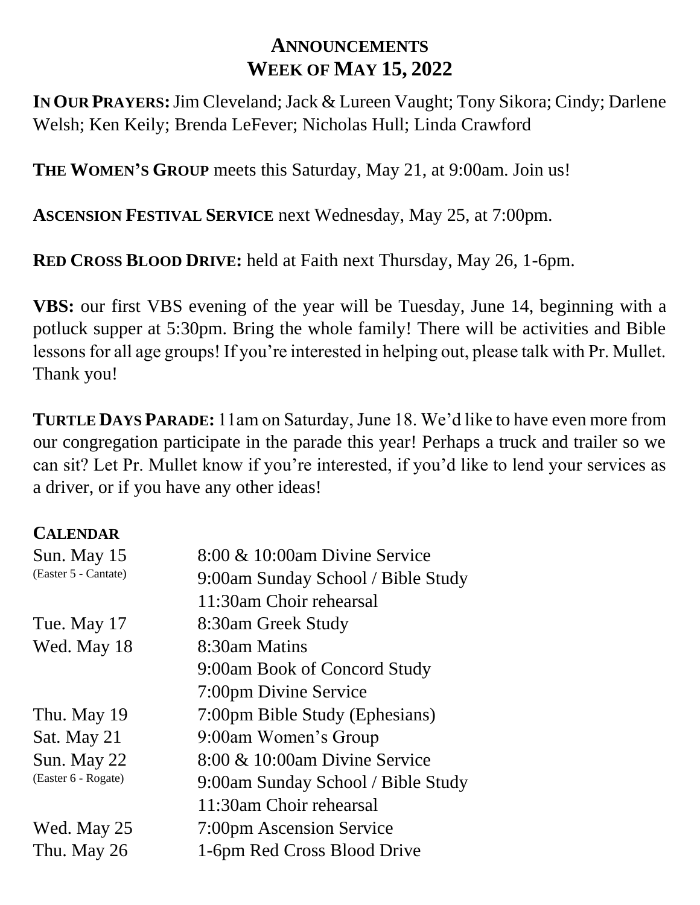# Announcements
## Week of May 15, 2022

**In Our Prayers:** Jim Cleveland; Jack & Lureen Vaught; Tony Sikora; Cindy; Darlene Welsh; Ken Keily; Brenda LeFever; Nicholas Hull; Linda Crawford

**The Women's Group** meets this Saturday, May 21, at 9:00am. Join us!

**Ascension Festival Service** next Wednesday, May 25, at 7:00pm.

**Red Cross Blood Drive:** held at Faith next Thursday, May 26, 1-6pm.

**VBS:** our first VBS evening of the year will be Tuesday, June 14, beginning with a potluck supper at 5:30pm. Bring the whole family! There will be activities and Bible lessons for all age groups! If you're interested in helping out, please talk with Pr. Mullet. Thank you!

**Turtle Days Parade:** 11am on Saturday, June 18. We'd like to have even more from our congregation participate in the parade this year! Perhaps a truck and trailer so we can sit? Let Pr. Mullet know if you're interested, if you'd like to lend your services as a driver, or if you have any other ideas!

### Calendar

| | |
|---|---|
| Sun. May 15 (Easter 5 - Cantate) | 8:00 & 10:00am Divine Service |
| | 9:00am Sunday School / Bible Study |
| | 11:30am Choir rehearsal |
| Tue. May 17 | 8:30am Greek Study |
| Wed. May 18 | 8:30am Matins |
| | 9:00am Book of Concord Study |
| | 7:00pm Divine Service |
| Thu. May 19 | 7:00pm Bible Study (Ephesians) |
| Sat. May 21 | 9:00am Women's Group |
| Sun. May 22 (Easter 6 - Rogate) | 8:00 & 10:00am Divine Service |
| | 9:00am Sunday School / Bible Study |
| | 11:30am Choir rehearsal |
| Wed. May 25 | 7:00pm Ascension Service |
| Thu. May 26 | 1-6pm Red Cross Blood Drive |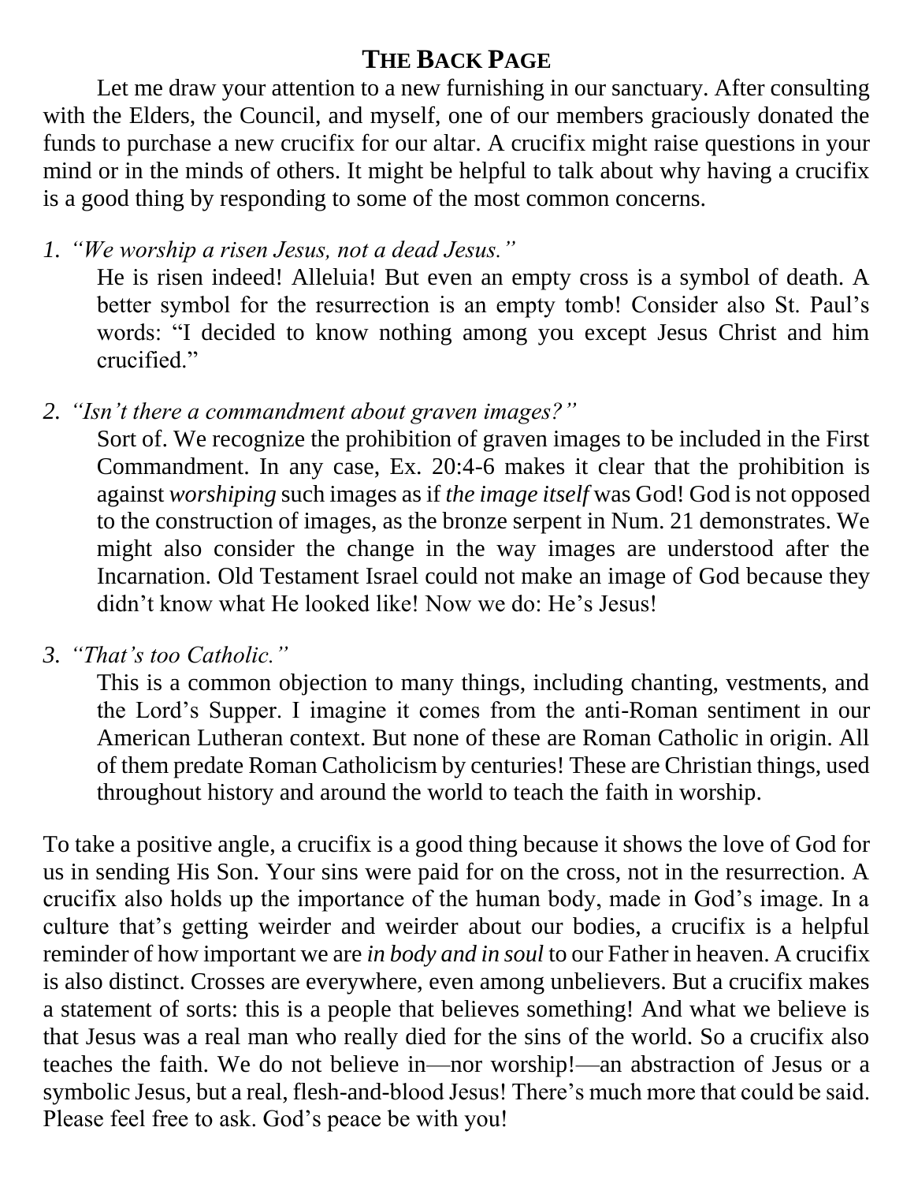# The Back Page

Let me draw your attention to a new furnishing in our sanctuary. After consulting with the Elders, the Council, and myself, one of our members graciously donated the funds to purchase a new crucifix for our altar. A crucifix might raise questions in your mind or in the minds of others. It might be helpful to talk about why having a crucifix is a good thing by responding to some of the most common concerns.

1. *"We worship a risen Jesus, not a dead Jesus."*

   He is risen indeed! Alleluia! But even an empty cross is a symbol of death. A better symbol for the resurrection is an empty tomb! Consider also St. Paul's words: "I decided to know nothing among you except Jesus Christ and him crucified."

2. *"Isn't there a commandment about graven images?"*

   Sort of. We recognize the prohibition of graven images to be included in the First Commandment. In any case, Ex. 20:4-6 makes it clear that the prohibition is against *worshiping* such images as if *the image itself* was God! God is not opposed to the construction of images, as the bronze serpent in Num. 21 demonstrates. We might also consider the change in the way images are understood after the Incarnation. Old Testament Israel could not make an image of God because they didn't know what He looked like! Now we do: He's Jesus!

3. *"That's too Catholic."*

   This is a common objection to many things, including chanting, vestments, and the Lord's Supper. I imagine it comes from the anti-Roman sentiment in our American Lutheran context. But none of these are Roman Catholic in origin. All of them predate Roman Catholicism by centuries! These are Christian things, used throughout history and around the world to teach the faith in worship.

To take a positive angle, a crucifix is a good thing because it shows the love of God for us in sending His Son. Your sins were paid for on the cross, not in the resurrection. A crucifix also holds up the importance of the human body, made in God's image. In a culture that's getting weirder and weirder about our bodies, a crucifix is a helpful reminder of how important we are *in body and in soul* to our Father in heaven. A crucifix is also distinct. Crosses are everywhere, even among unbelievers. But a crucifix makes a statement of sorts: this is a people that believes something! And what we believe is that Jesus was a real man who really died for the sins of the world. So a crucifix also teaches the faith. We do not believe in—nor worship!—an abstraction of Jesus or a symbolic Jesus, but a real, flesh-and-blood Jesus! There's much more that could be said. Please feel free to ask. God's peace be with you!